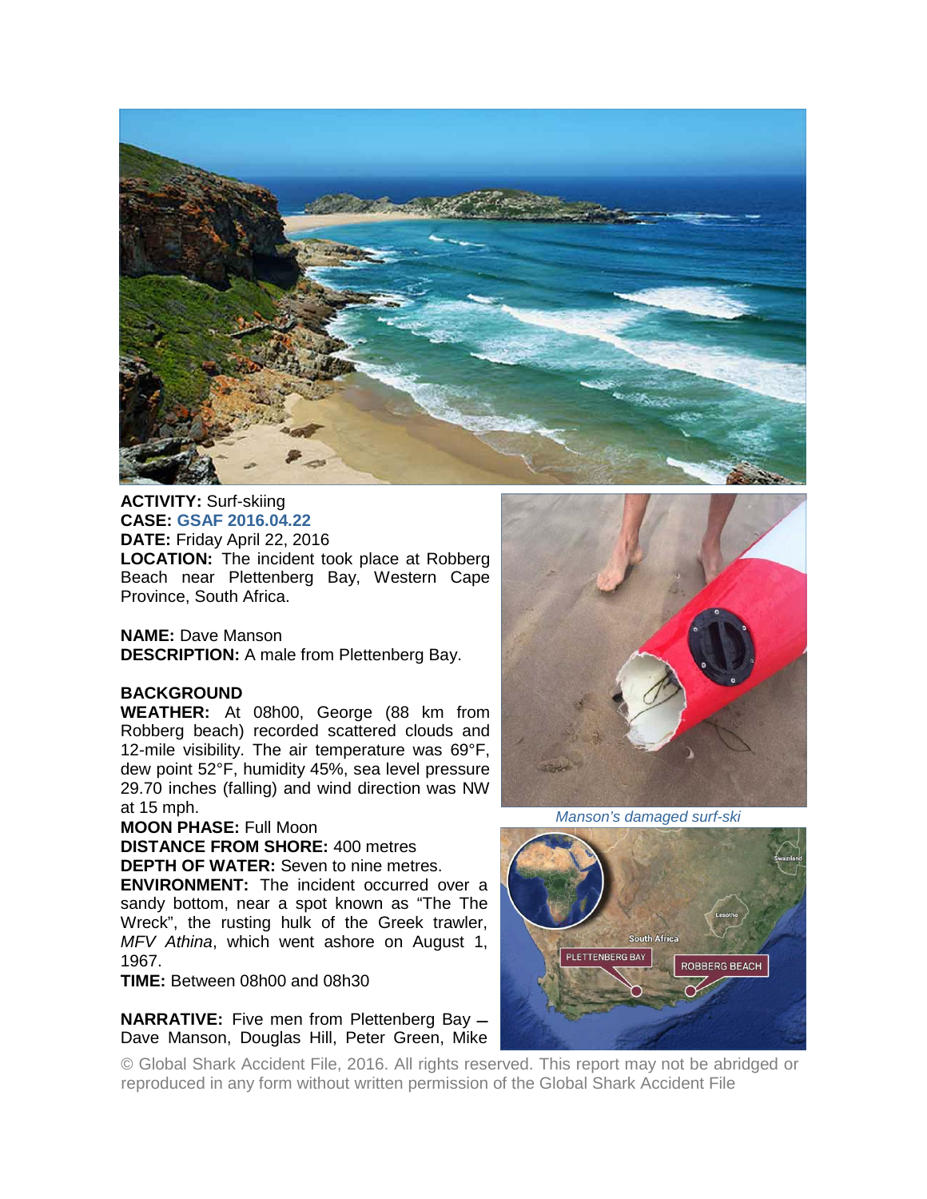**ACTIVITY:** Surf-skiing
**CASE:** GSAF 2016.04.22
**DATE:** Friday April 22, 2016
**LOCATION:** The incident took place at Robberg Beach near Plettenberg Bay, Western Cape Province, South Africa.

**NAME:** Dave Manson
**DESCRIPTION:** A male from Plettenberg Bay.

**BACKGROUND**
**WEATHER:** At 08h00, George (88 km from Robberg beach) recorded scattered clouds and 12-mile visibility. The air temperature was 69°F, dew point 52°F, humidity 45%, sea level pressure 29.70 inches (falling) and wind direction was NW at 15 mph.
**MOON PHASE:** Full Moon
**DISTANCE FROM SHORE:** 400 metres
**DEPTH OF WATER:** Seven to nine metres.
**ENVIRONMENT:** The incident occurred over a sandy bottom, near a spot known as "The The Wreck", the rusting hulk of the Greek trawler, *MFV Athina*, which went ashore on August 1, 1967.
**TIME:** Between 08h00 and 08h30

**NARRATIVE:** Five men from Plettenberg Bay – Dave Manson, Douglas Hill, Peter Green, Mike

*Manson's damaged surf-ski*

© Global Shark Accident File, 2016. All rights reserved. This report may not be abridged or reproduced in any form without written permission of the Global Shark Accident File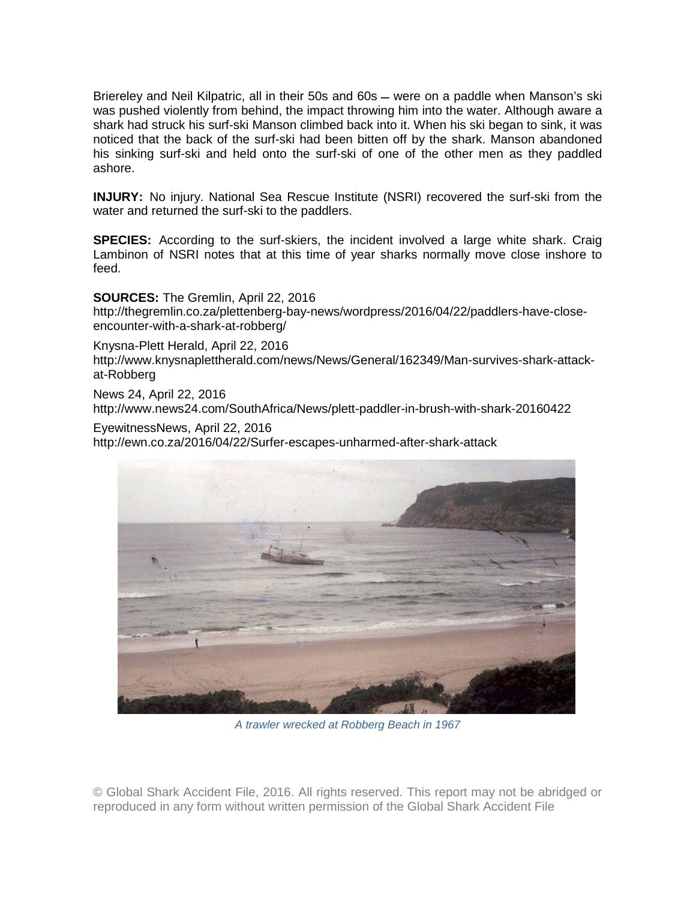Briereley and Neil Kilpatric, all in their 50s and 60s – were on a paddle when Manson's ski was pushed violently from behind, the impact throwing him into the water. Although aware a shark had struck his surf-ski Manson climbed back into it. When his ski began to sink, it was noticed that the back of the surf-ski had been bitten off by the shark. Manson abandoned his sinking surf-ski and held onto the surf-ski of one of the other men as they paddled ashore.

**INJURY:** No injury. National Sea Rescue Institute (NSRI) recovered the surf-ski from the water and returned the surf-ski to the paddlers.

**SPECIES:** According to the surf-skiers, the incident involved a large white shark. Craig Lambinon of NSRI notes that at this time of year sharks normally move close inshore to feed.

**SOURCES:** The Gremlin, April 22, 2016
http://thegremlin.co.za/plettenberg-bay-news/wordpress/2016/04/22/paddlers-have-close-encounter-with-a-shark-at-robberg/

Knysna-Plett Herald, April 22, 2016
http://www.knysnaplettherald.com/news/News/General/162349/Man-survives-shark-attack-at-Robberg

News 24, April 22, 2016
http://www.news24.com/SouthAfrica/News/plett-paddler-in-brush-with-shark-20160422

EyewitnessNews, April 22, 2016
http://ewn.co.za/2016/04/22/Surfer-escapes-unharmed-after-shark-attack

*A trawler wrecked at Robberg Beach in 1967*

© Global Shark Accident File, 2016. All rights reserved. This report may not be abridged or reproduced in any form without written permission of the Global Shark Accident File